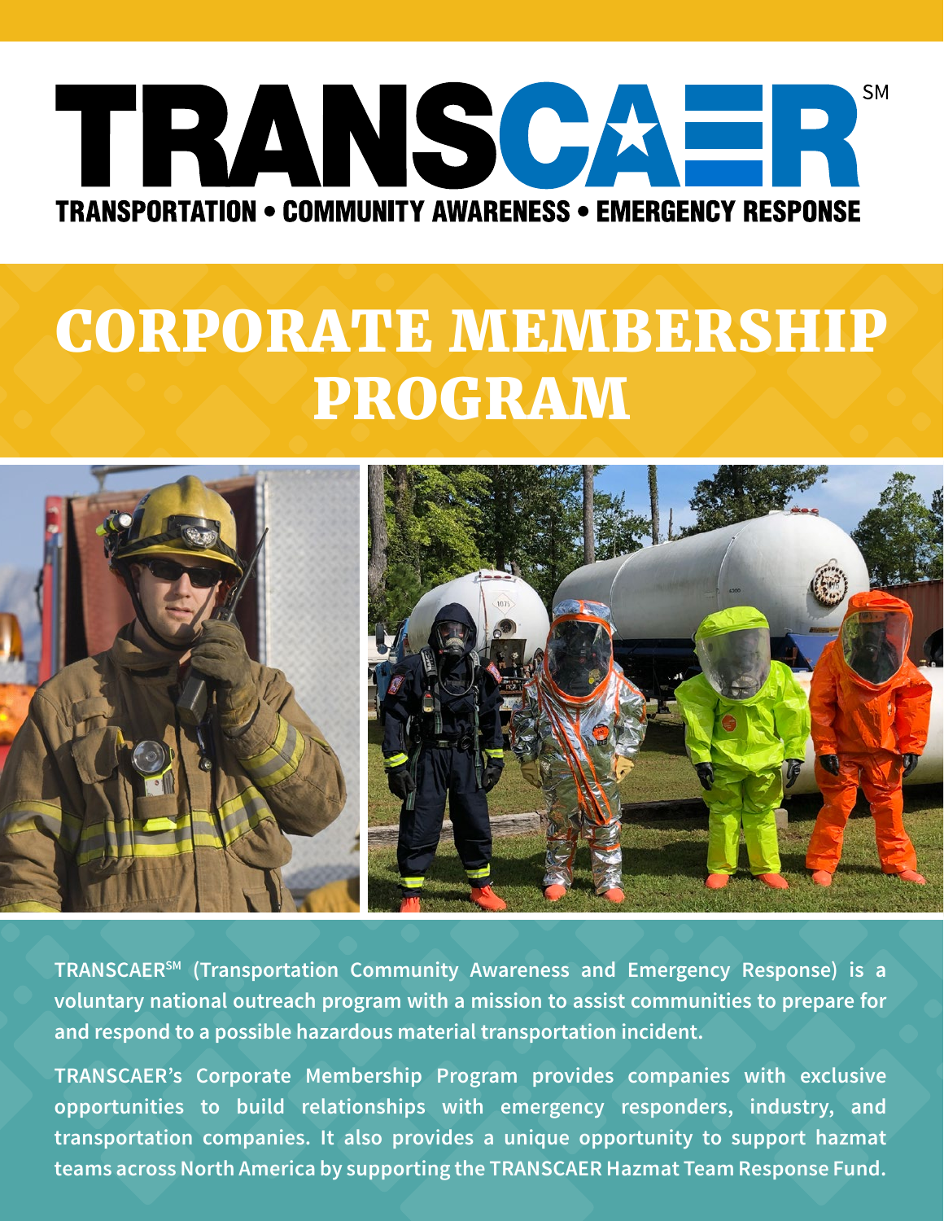# TRANSCAER℠

**TRANSPORTATION • COMMUNITY AWARENESS • EMERGENCY RESPONSE**

# CORPORATE MEMBERSHIP PROGRAM

**TRANSCAER℠ (Transportation Community Awareness and Emergency Response) is a voluntary national outreach program with a mission to assist communities to prepare for and respond to a possible hazardous material transportation incident.**

**TRANSCAER's Corporate Membership Program provides companies with exclusive opportunities to build relationships with emergency responders, industry, and transportation companies. It also provides a unique opportunity to support hazmat teams across North America by supporting the TRANSCAER Hazmat Team Response Fund.**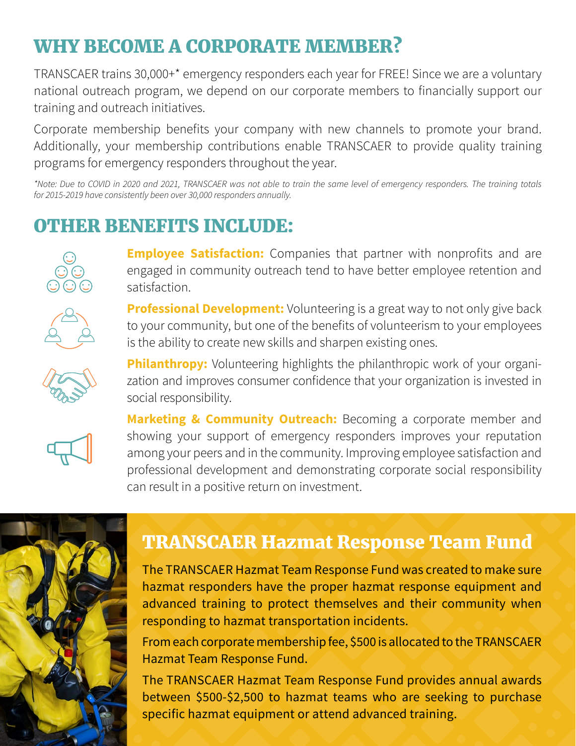## WHY BECOME A CORPORATE MEMBER?

TRANSCAER trains 30,000+* emergency responders each year for FREE! Since we are a voluntary national outreach program, we depend on our corporate members to financially support our training and outreach initiatives.

Corporate membership benefits your company with new channels to promote your brand. Additionally, your membership contributions enable TRANSCAER to provide quality training programs for emergency responders throughout the year.

*\*Note: Due to COVID in 2020 and 2021, TRANSCAER was not able to train the same level of emergency responders. The training totals for 2015-2019 have consistently been over 30,000 responders annually.*

## OTHER BENEFITS INCLUDE:

**Employee Satisfaction:** Companies that partner with nonprofits and are engaged in community outreach tend to have better employee retention and satisfaction.

**Professional Development:** Volunteering is a great way to not only give back to your community, but one of the benefits of volunteerism to your employees is the ability to create new skills and sharpen existing ones.

**Philanthropy:** Volunteering highlights the philanthropic work of your organization and improves consumer confidence that your organization is invested in social responsibility.

**Marketing & Community Outreach:** Becoming a corporate member and showing your support of emergency responders improves your reputation among your peers and in the community. Improving employee satisfaction and professional development and demonstrating corporate social responsibility can result in a positive return on investment.

## TRANSCAER Hazmat Response Team Fund

The TRANSCAER Hazmat Team Response Fund was created to make sure hazmat responders have the proper hazmat response equipment and advanced training to protect themselves and their community when responding to hazmat transportation incidents.

From each corporate membership fee, $500 is allocated to the TRANSCAER Hazmat Team Response Fund.

The TRANSCAER Hazmat Team Response Fund provides annual awards between $500-$2,500 to hazmat teams who are seeking to purchase specific hazmat equipment or attend advanced training.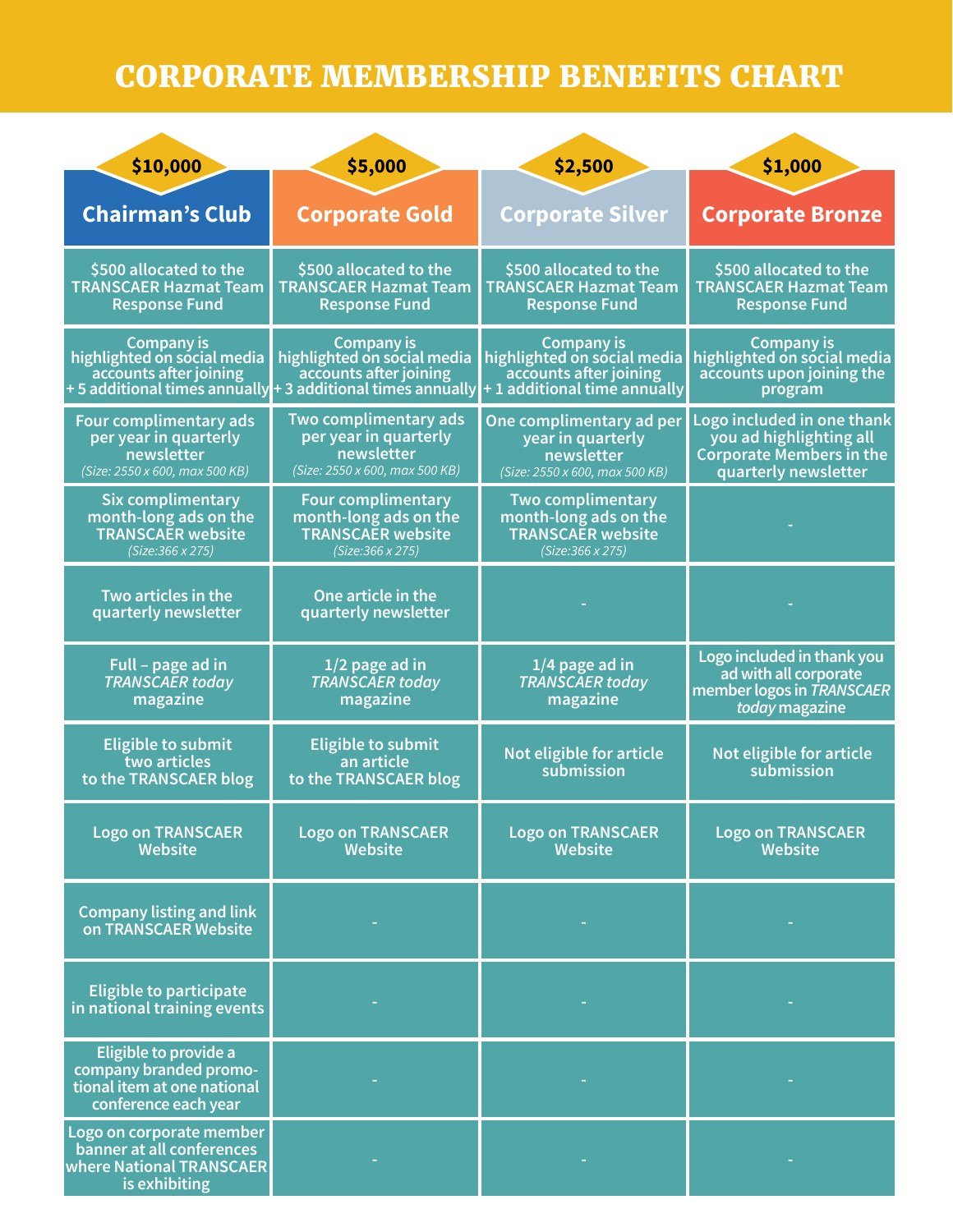# CORPORATE MEMBERSHIP BENEFITS CHART

| $10,000<br>Chairman's Club | $5,000<br>Corporate Gold | $2,500<br>Corporate Silver | $1,000<br>Corporate Bronze |
|---|---|---|---|
| $500 allocated to the TRANSCAER Hazmat Team Response Fund | $500 allocated to the TRANSCAER Hazmat Team Response Fund | $500 allocated to the TRANSCAER Hazmat Team Response Fund | $500 allocated to the TRANSCAER Hazmat Team Response Fund |
| Company is highlighted on social media accounts after joining + 5 additional times annually | Company is highlighted on social media accounts after joining + 3 additional times annually | Company is highlighted on social media accounts after joining + 1 additional time annually | Company is highlighted on social media accounts upon joining the program |
| Four complimentary ads per year in quarterly newsletter *(Size: 2550 x 600, max 500 KB)* | Two complimentary ads per year in quarterly newsletter *(Size: 2550 x 600, max 500 KB)* | One complimentary ad per year in quarterly newsletter *(Size: 2550 x 600, max 500 KB)* | Logo included in one thank you ad highlighting all Corporate Members in the quarterly newsletter |
| Six complimentary month-long ads on the TRANSCAER website *(Size:366 x 275)* | Four complimentary month-long ads on the TRANSCAER website *(Size:366 x 275)* | Two complimentary month-long ads on the TRANSCAER website *(Size:366 x 275)* | - |
| Two articles in the quarterly newsletter | One article in the quarterly newsletter | - | - |
| Full – page ad in *TRANSCAER today* magazine | 1/2 page ad in *TRANSCAER today* magazine | 1/4 page ad in *TRANSCAER today* magazine | Logo included in thank you ad with all corporate member logos in *TRANSCAER today* magazine |
| Eligible to submit two articles to the TRANSCAER blog | Eligible to submit an article to the TRANSCAER blog | Not eligible for article submission | Not eligible for article submission |
| Logo on TRANSCAER Website | Logo on TRANSCAER Website | Logo on TRANSCAER Website | Logo on TRANSCAER Website |
| Company listing and link on TRANSCAER Website | - | - | - |
| Eligible to participate in national training events | - | - | - |
| Eligible to provide a company branded promotional item at one national conference each year | - | - | - |
| Logo on corporate member banner at all conferences where National TRANSCAER is exhibiting | - | - | - |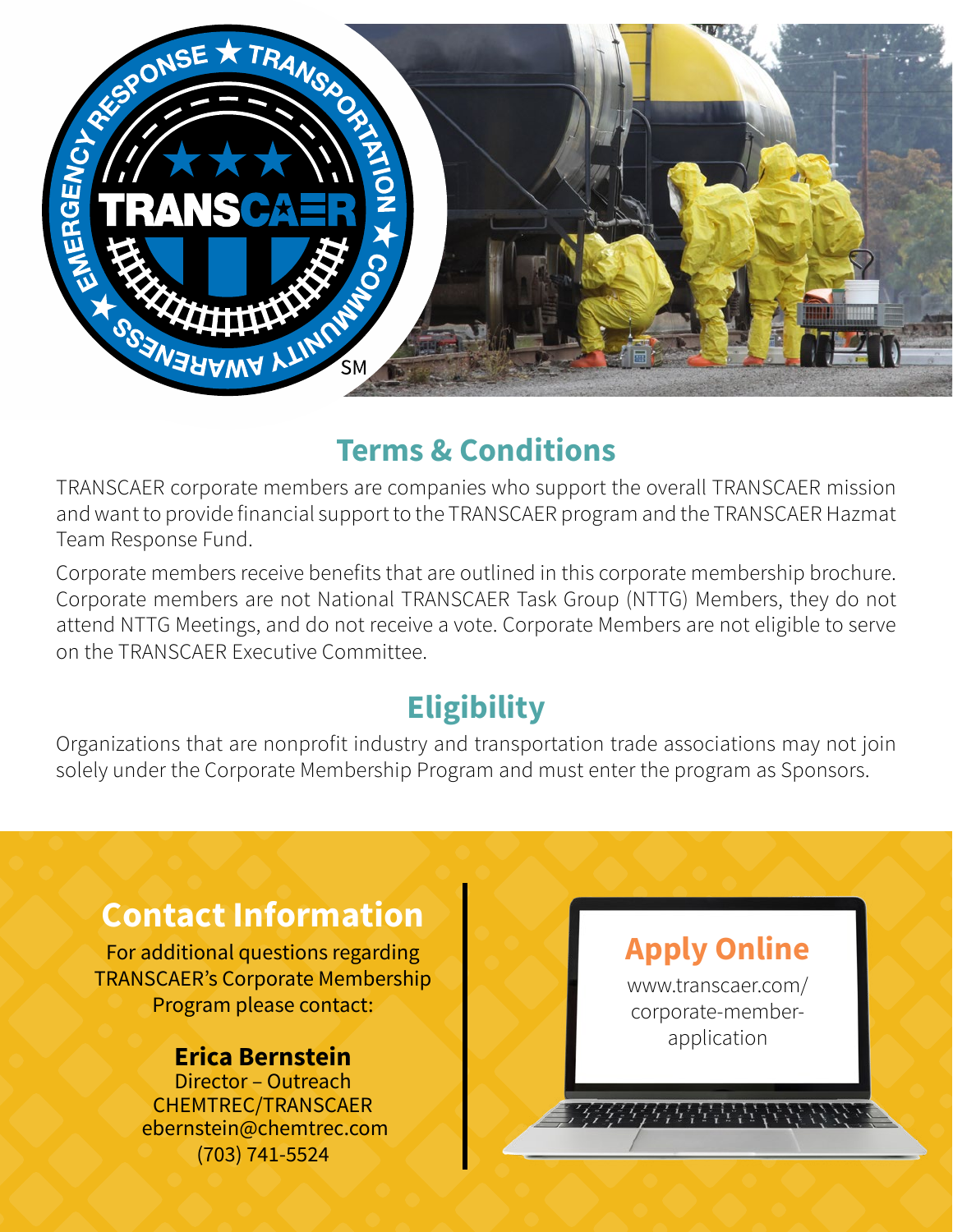## Terms & Conditions

TRANSCAER corporate members are companies who support the overall TRANSCAER mission and want to provide financial support to the TRANSCAER program and the TRANSCAER Hazmat Team Response Fund.

Corporate members receive benefits that are outlined in this corporate membership brochure. Corporate members are not National TRANSCAER Task Group (NTTG) Members, they do not attend NTTG Meetings, and do not receive a vote. Corporate Members are not eligible to serve on the TRANSCAER Executive Committee.

## Eligibility

Organizations that are nonprofit industry and transportation trade associations may not join solely under the Corporate Membership Program and must enter the program as Sponsors.

## Contact Information

For additional questions regarding TRANSCAER's Corporate Membership Program please contact:

**Erica Bernstein**
Director – Outreach
CHEMTREC/TRANSCAER
ebernstein@chemtrec.com
(703) 741-5524

## Apply Online

www.transcaer.com/corporate-member-application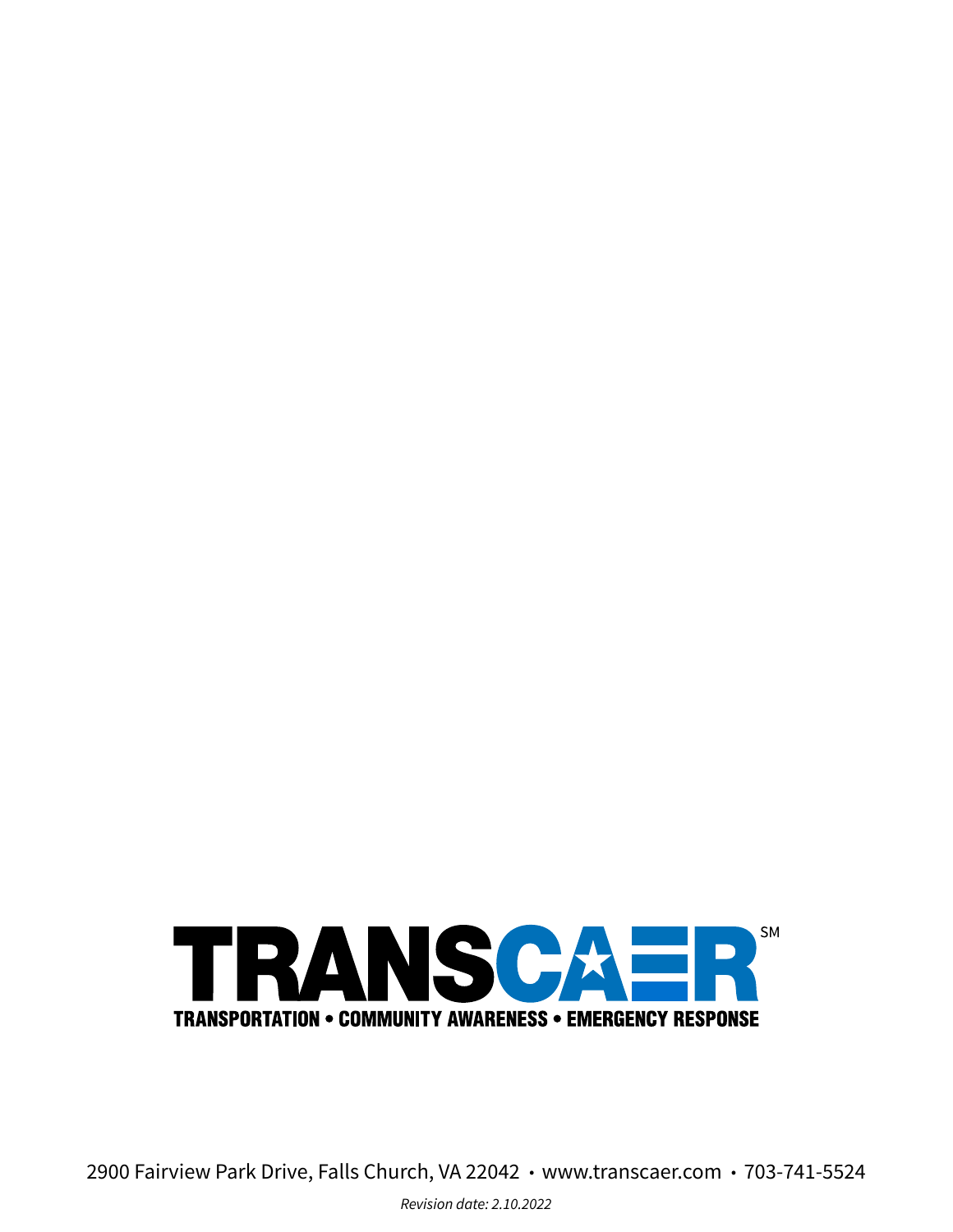TRANSCAER[SM]

TRANSPORTATION • COMMUNITY AWARENESS • EMERGENCY RESPONSE

2900 Fairview Park Drive, Falls Church, VA 22042 • www.transcaer.com • 703-741-5524

*Revision date: 2.10.2022*